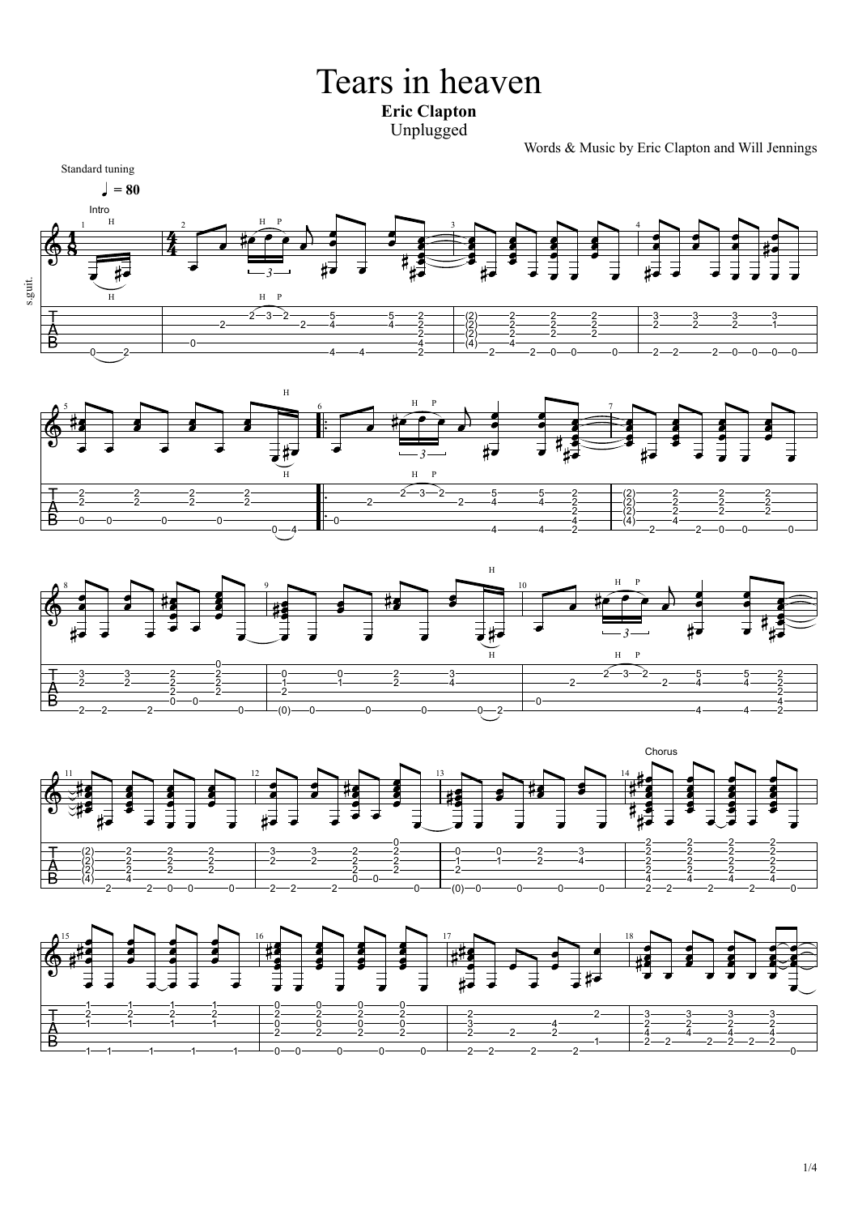# Tears in heaven

**Eric Clapton**

Unplugged

Words & Music by Eric Clapton and Will Jennings

Standard tuning

♩ = 80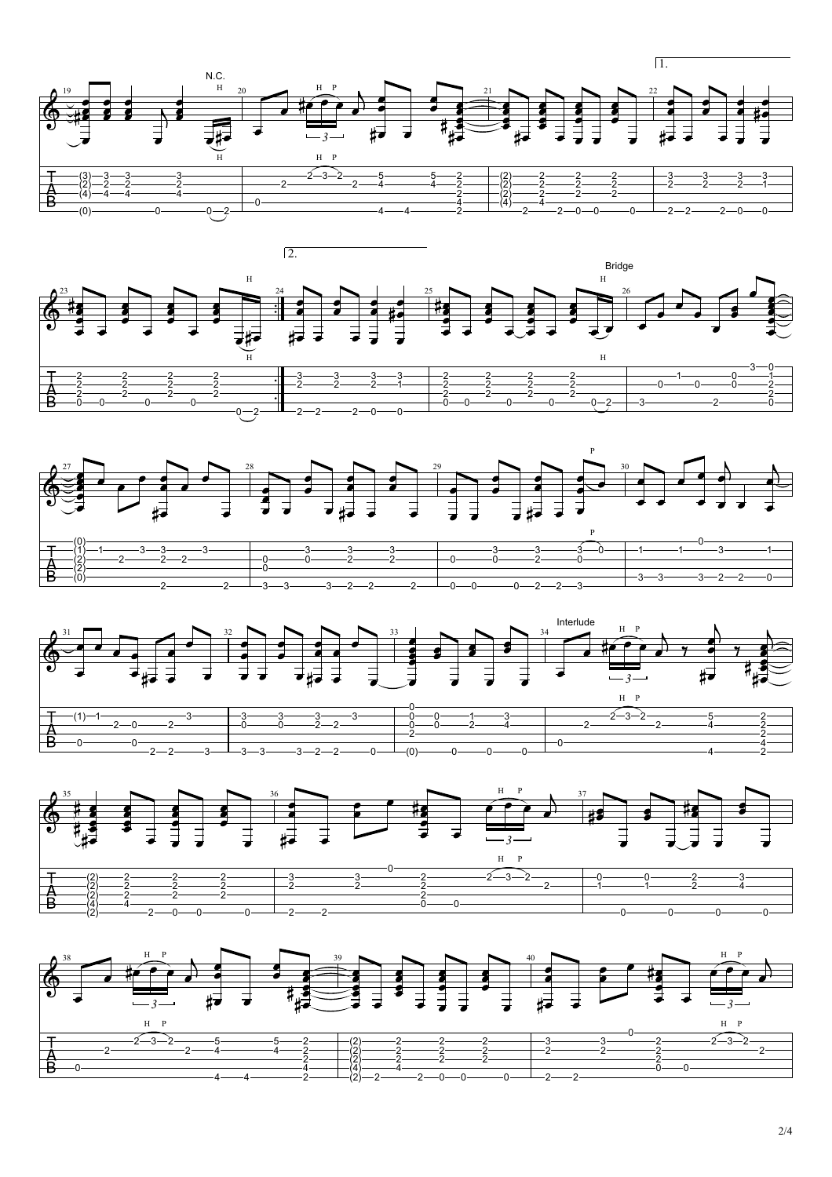N.C.

1.

2.

Bridge

Interlude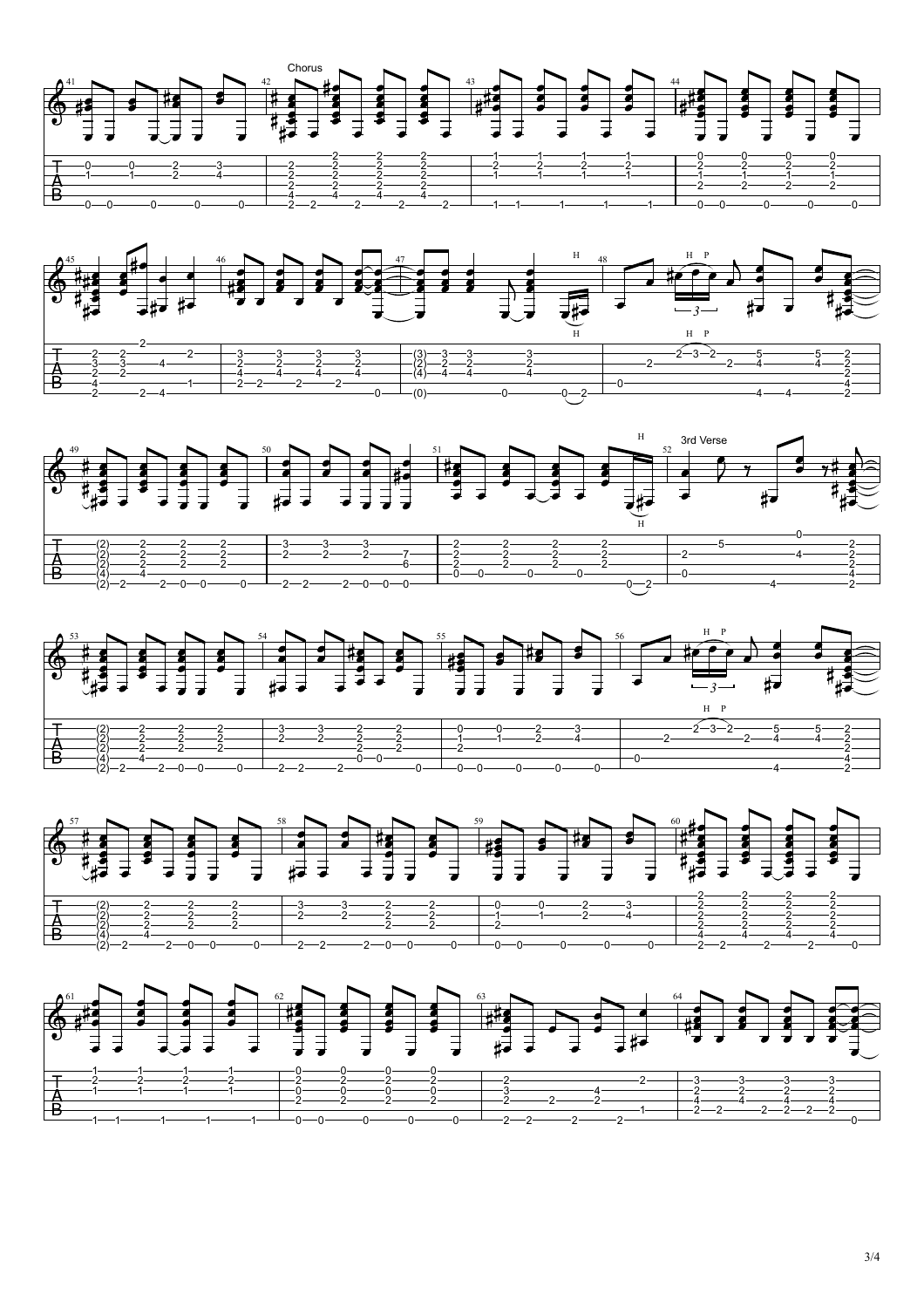Chorus

3rd Verse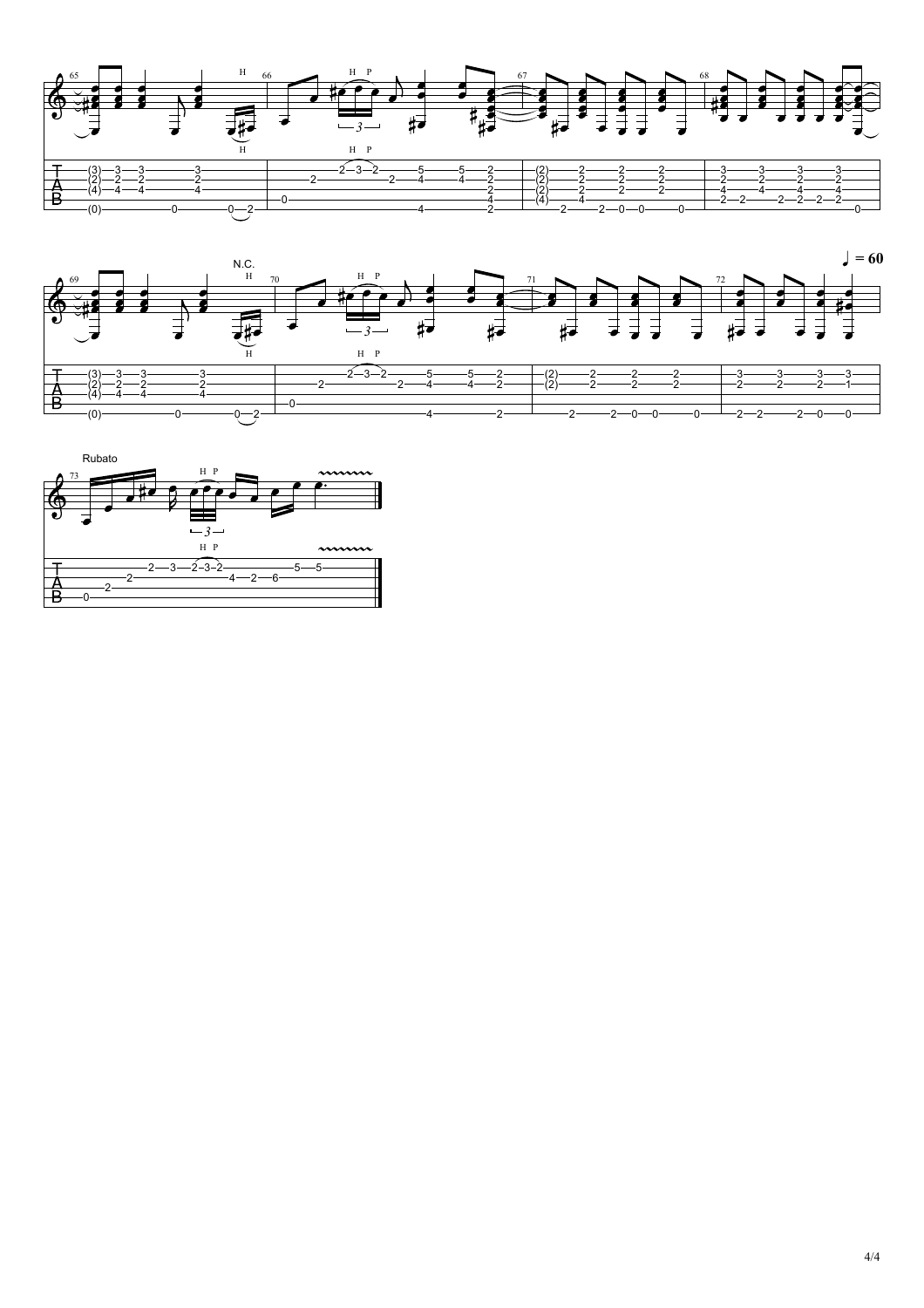N.C.

♩ = 60

Rubato